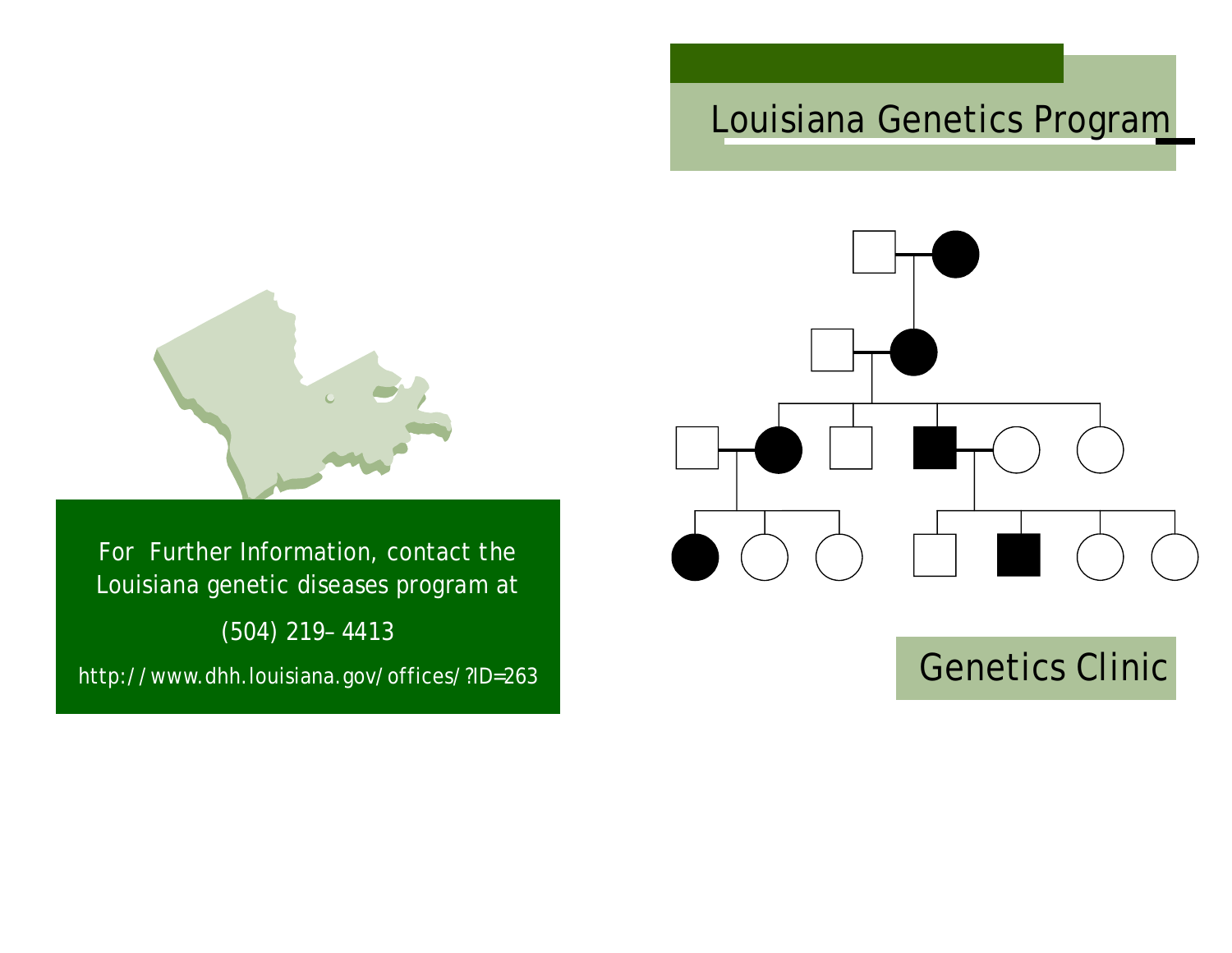For Further Information, contact the Louisiana genetic diseases program at

(504) 219–4413

http://www.dhh.louisiana.gov/offices/?ID=263

# Louisiana Genetics Program

## Genetics Clinic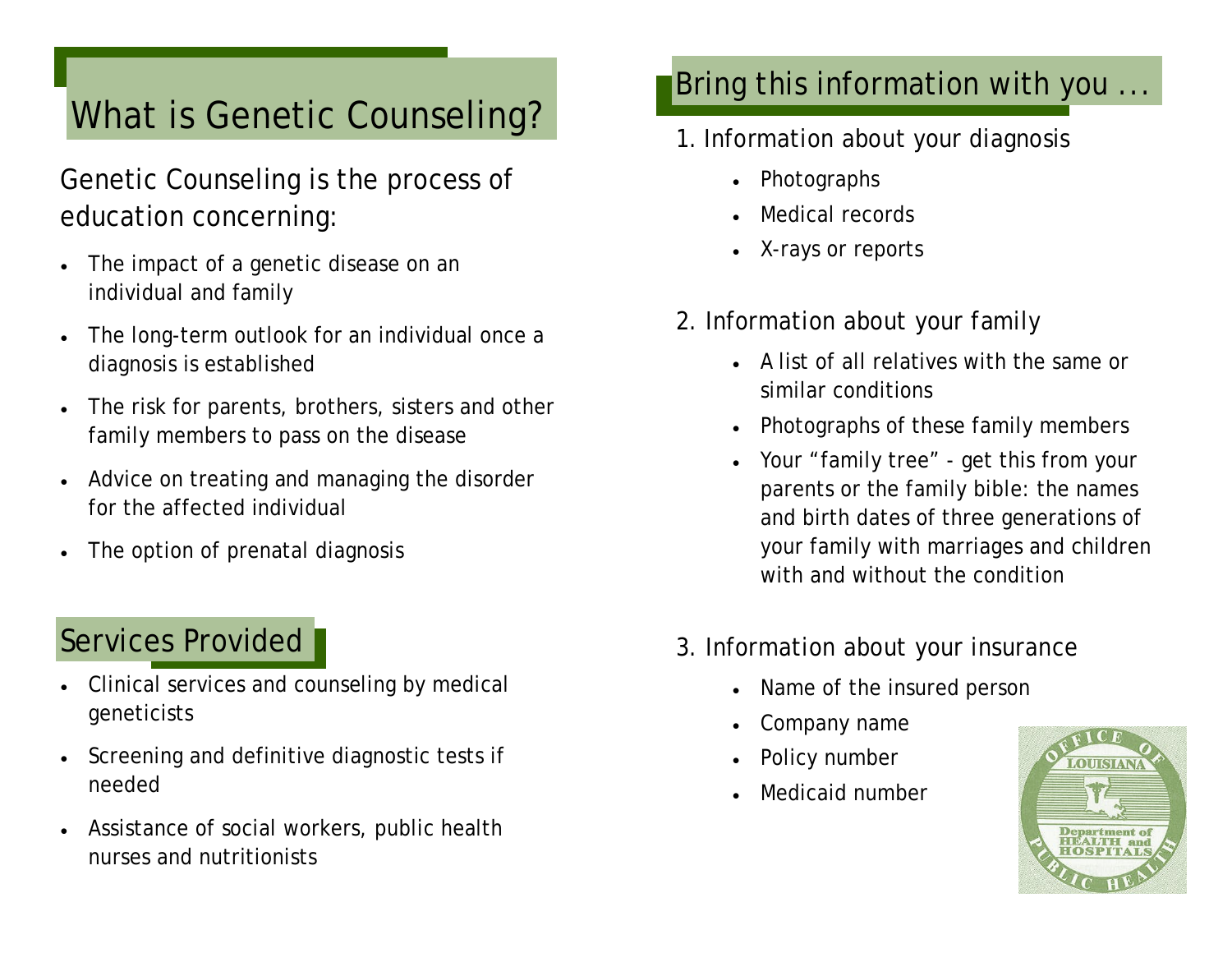# What is Genetic Counseling?

Genetic Counseling is the process of education concerning:

- The impact of a genetic disease on an individual and family
- The long-term outlook for an individual once a diagnosis is established
- The risk for parents, brothers, sisters and other family members to pass on the disease
- Advice on treating and managing the disorder for the affected individual
- The option of prenatal diagnosis

# Services Provided

- Clinical services and counseling by medical geneticists
- Screening and definitive diagnostic tests if needed
- Assistance of social workers, public health nurses and nutritionists

# Bring this information with you ...

1. Information about your diagnosis
   - Photographs
   - Medical records
   - X-rays or reports
2. Information about your family
   - A list of all relatives with the same or similar conditions
   - Photographs of these family members
   - Your "family tree" - get this from your parents or the family bible: the names and birth dates of three generations of your family with marriages and children with and without the condition
3. Information about your insurance
   - Name of the insured person
   - Company name
   - Policy number
   - Medicaid number

OFFICE OF PUBLIC HEALTH
LOUISIANA
Department of HEALTH and HOSPITALS